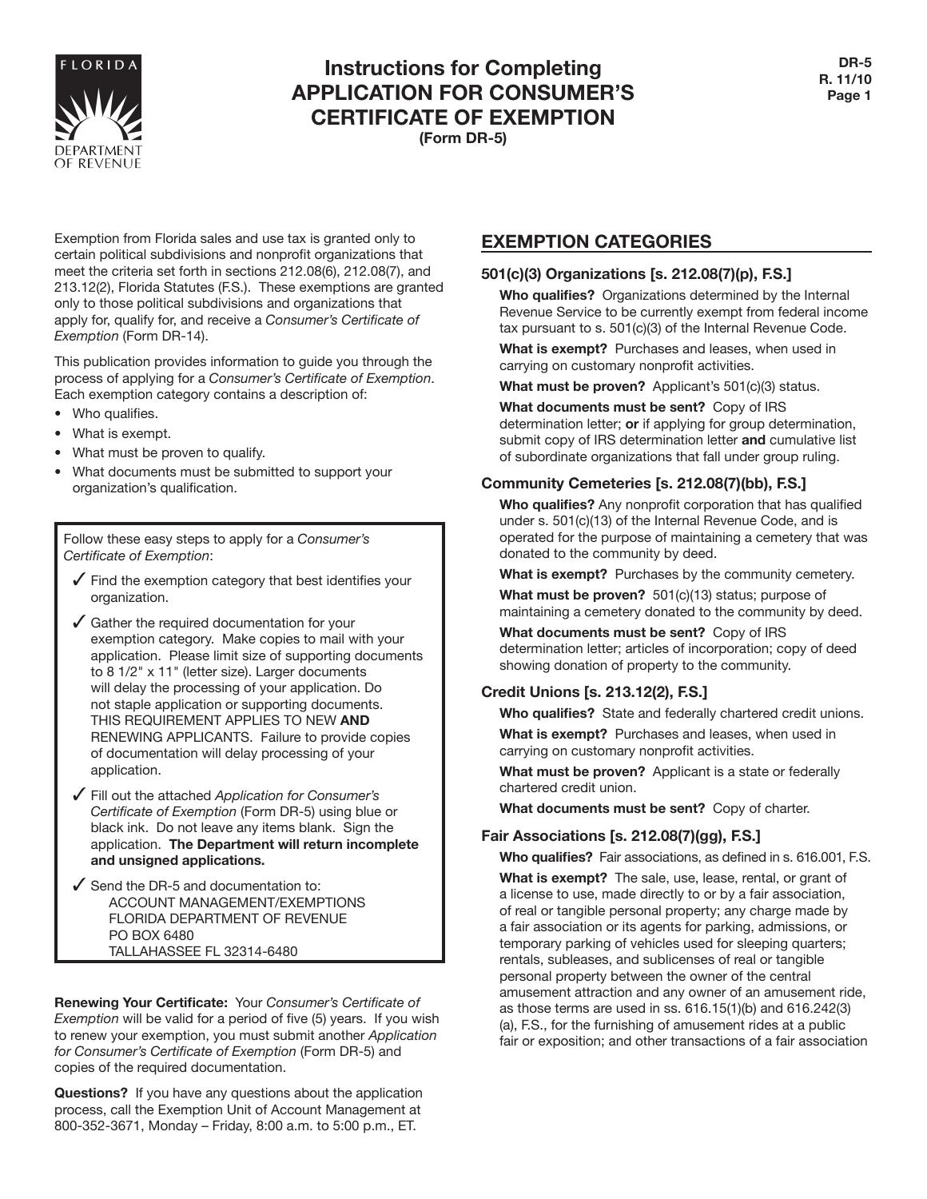# Instructions for Completing APPLICATION FOR CONSUMER'S CERTIFICATE OF EXEMPTION

**(Form DR-5)**

DR-5
R. 11/10

Exemption from Florida sales and use tax is granted only to certain political subdivisions and nonprofit organizations that meet the criteria set forth in sections 212.08(6), 212.08(7), and 213.12(2), Florida Statutes (F.S.). These exemptions are granted only to those political subdivisions and organizations that apply for, qualify for, and receive a *Consumer's Certificate of Exemption* (Form DR-14).

This publication provides information to guide you through the process of applying for a *Consumer's Certificate of Exemption*. Each exemption category contains a description of:

- Who qualifies.
- What is exempt.
- What must be proven to qualify.
- What documents must be submitted to support your organization's qualification.

Follow these easy steps to apply for a *Consumer's Certificate of Exemption*:

✓ Find the exemption category that best identifies your organization.

✓ Gather the required documentation for your exemption category. Make copies to mail with your application. Please limit size of supporting documents to 8 1/2" x 11" (letter size). Larger documents will delay the processing of your application. Do not staple application or supporting documents. THIS REQUIREMENT APPLIES TO NEW **AND** RENEWING APPLICANTS. Failure to provide copies of documentation will delay processing of your application.

✓ Fill out the attached *Application for Consumer's Certificate of Exemption* (Form DR-5) using blue or black ink. Do not leave any items blank. Sign the application. **The Department will return incomplete and unsigned applications.**

✓ Send the DR-5 and documentation to:
ACCOUNT MANAGEMENT/EXEMPTIONS
FLORIDA DEPARTMENT OF REVENUE
PO BOX 6480
TALLAHASSEE FL 32314-6480

**Renewing Your Certificate:** Your *Consumer's Certificate of Exemption* will be valid for a period of five (5) years. If you wish to renew your exemption, you must submit another *Application for Consumer's Certificate of Exemption* (Form DR-5) and copies of the required documentation.

**Questions?** If you have any questions about the application process, call the Exemption Unit of Account Management at 800-352-3671, Monday – Friday, 8:00 a.m. to 5:00 p.m., ET.

## EXEMPTION CATEGORIES

### 501(c)(3) Organizations [s. 212.08(7)(p), F.S.]

**Who qualifies?** Organizations determined by the Internal Revenue Service to be currently exempt from federal income tax pursuant to s. 501(c)(3) of the Internal Revenue Code.

**What is exempt?** Purchases and leases, when used in carrying on customary nonprofit activities.

**What must be proven?** Applicant's 501(c)(3) status.

**What documents must be sent?** Copy of IRS determination letter; **or** if applying for group determination, submit copy of IRS determination letter **and** cumulative list of subordinate organizations that fall under group ruling.

### Community Cemeteries [s. 212.08(7)(bb), F.S.]

**Who qualifies?** Any nonprofit corporation that has qualified under s. 501(c)(13) of the Internal Revenue Code, and is operated for the purpose of maintaining a cemetery that was donated to the community by deed.

**What is exempt?** Purchases by the community cemetery.

**What must be proven?** 501(c)(13) status; purpose of maintaining a cemetery donated to the community by deed.

**What documents must be sent?** Copy of IRS determination letter; articles of incorporation; copy of deed showing donation of property to the community.

### Credit Unions [s. 213.12(2), F.S.]

**Who qualifies?** State and federally chartered credit unions.

**What is exempt?** Purchases and leases, when used in carrying on customary nonprofit activities.

**What must be proven?** Applicant is a state or federally chartered credit union.

**What documents must be sent?** Copy of charter.

### Fair Associations [s. 212.08(7)(gg), F.S.]

**Who qualifies?** Fair associations, as defined in s. 616.001, F.S.

**What is exempt?** The sale, use, lease, rental, or grant of a license to use, made directly to or by a fair association, of real or tangible personal property; any charge made by a fair association or its agents for parking, admissions, or temporary parking of vehicles used for sleeping quarters; rentals, subleases, and sublicenses of real or tangible personal property between the owner of the central amusement attraction and any owner of an amusement ride, as those terms are used in ss. 616.15(1)(b) and 616.242(3)(a), F.S., for the furnishing of amusement rides at a public fair or exposition; and other transactions of a fair association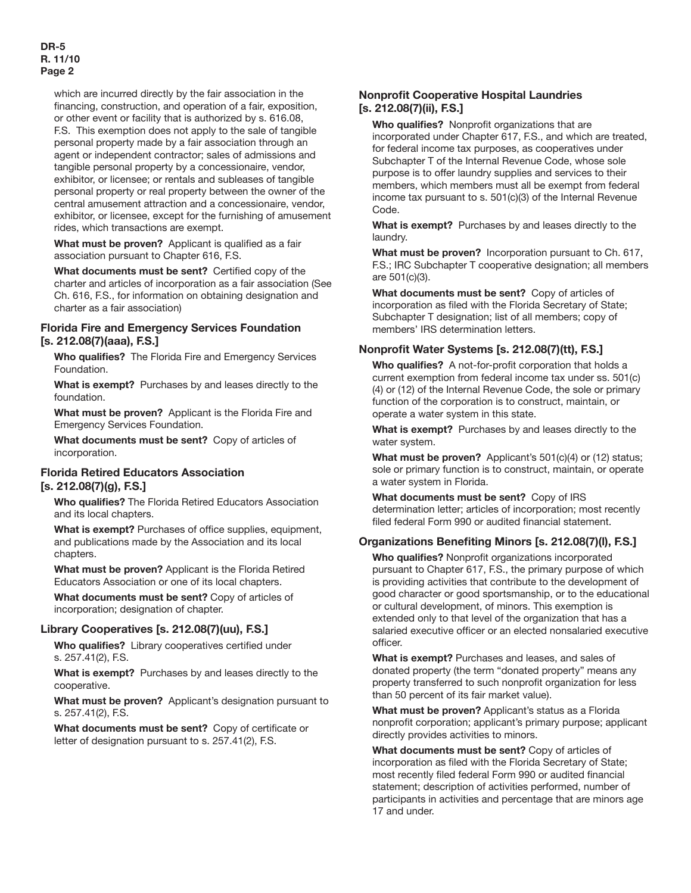which are incurred directly by the fair association in the financing, construction, and operation of a fair, exposition, or other event or facility that is authorized by s. 616.08, F.S. This exemption does not apply to the sale of tangible personal property made by a fair association through an agent or independent contractor; sales of admissions and tangible personal property by a concessionaire, vendor, exhibitor, or licensee; or rentals and subleases of tangible personal property or real property between the owner of the central amusement attraction and a concessionaire, vendor, exhibitor, or licensee, except for the furnishing of amusement rides, which transactions are exempt.

**What must be proven?** Applicant is qualified as a fair association pursuant to Chapter 616, F.S.

**What documents must be sent?** Certified copy of the charter and articles of incorporation as a fair association (See Ch. 616, F.S., for information on obtaining designation and charter as a fair association)

### Florida Fire and Emergency Services Foundation [s. 212.08(7)(aaa), F.S.]

**Who qualifies?** The Florida Fire and Emergency Services Foundation.

**What is exempt?** Purchases by and leases directly to the foundation.

**What must be proven?** Applicant is the Florida Fire and Emergency Services Foundation.

**What documents must be sent?** Copy of articles of incorporation.

### Florida Retired Educators Association [s. 212.08(7)(g), F.S.]

**Who qualifies?** The Florida Retired Educators Association and its local chapters.

**What is exempt?** Purchases of office supplies, equipment, and publications made by the Association and its local chapters.

**What must be proven?** Applicant is the Florida Retired Educators Association or one of its local chapters.

**What documents must be sent?** Copy of articles of incorporation; designation of chapter.

### Library Cooperatives [s. 212.08(7)(uu), F.S.]

**Who qualifies?** Library cooperatives certified under s. 257.41(2), F.S.

**What is exempt?** Purchases by and leases directly to the cooperative.

**What must be proven?** Applicant's designation pursuant to s. 257.41(2), F.S.

**What documents must be sent?** Copy of certificate or letter of designation pursuant to s. 257.41(2), F.S.

### Nonprofit Cooperative Hospital Laundries [s. 212.08(7)(ii), F.S.]

**Who qualifies?** Nonprofit organizations that are incorporated under Chapter 617, F.S., and which are treated, for federal income tax purposes, as cooperatives under Subchapter T of the Internal Revenue Code, whose sole purpose is to offer laundry supplies and services to their members, which members must all be exempt from federal income tax pursuant to s. 501(c)(3) of the Internal Revenue Code.

**What is exempt?** Purchases by and leases directly to the laundry.

**What must be proven?** Incorporation pursuant to Ch. 617, F.S.; IRC Subchapter T cooperative designation; all members are 501(c)(3).

**What documents must be sent?** Copy of articles of incorporation as filed with the Florida Secretary of State; Subchapter T designation; list of all members; copy of members' IRS determination letters.

### Nonprofit Water Systems [s. 212.08(7)(tt), F.S.]

**Who qualifies?** A not-for-profit corporation that holds a current exemption from federal income tax under ss. 501(c)(4) or (12) of the Internal Revenue Code, the sole or primary function of the corporation is to construct, maintain, or operate a water system in this state.

**What is exempt?** Purchases by and leases directly to the water system.

**What must be proven?** Applicant's 501(c)(4) or (12) status; sole or primary function is to construct, maintain, or operate a water system in Florida.

**What documents must be sent?** Copy of IRS determination letter; articles of incorporation; most recently filed federal Form 990 or audited financial statement.

### Organizations Benefiting Minors [s. 212.08(7)(l), F.S.]

**Who qualifies?** Nonprofit organizations incorporated pursuant to Chapter 617, F.S., the primary purpose of which is providing activities that contribute to the development of good character or good sportsmanship, or to the educational or cultural development, of minors. This exemption is extended only to that level of the organization that has a salaried executive officer or an elected nonsalaried executive officer.

**What is exempt?** Purchases and leases, and sales of donated property (the term "donated property" means any property transferred to such nonprofit organization for less than 50 percent of its fair market value).

**What must be proven?** Applicant's status as a Florida nonprofit corporation; applicant's primary purpose; applicant directly provides activities to minors.

**What documents must be sent?** Copy of articles of incorporation as filed with the Florida Secretary of State; most recently filed federal Form 990 or audited financial statement; description of activities performed, number of participants in activities and percentage that are minors age 17 and under.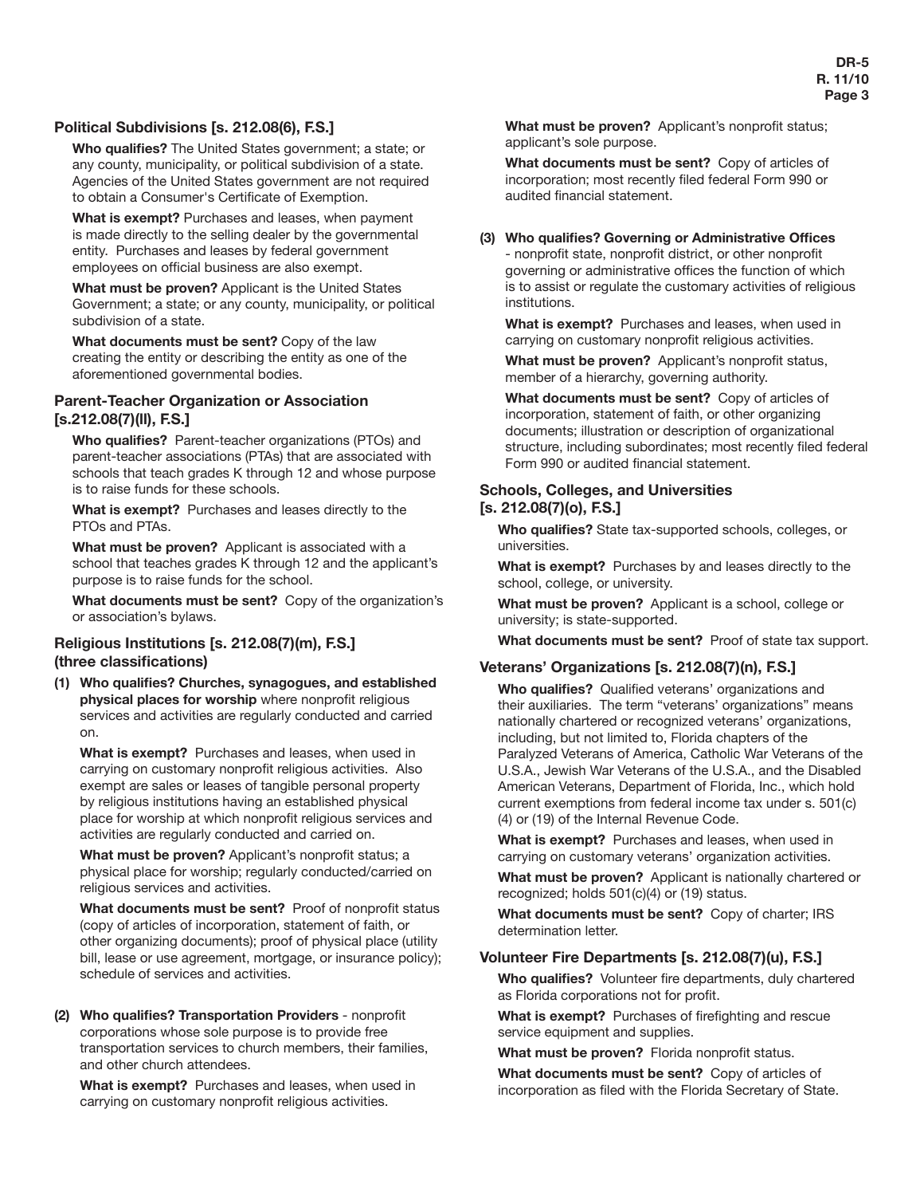### Political Subdivisions [s. 212.08(6), F.S.]

**Who qualifies?** The United States government; a state; or any county, municipality, or political subdivision of a state. Agencies of the United States government are not required to obtain a Consumer's Certificate of Exemption.

**What is exempt?** Purchases and leases, when payment is made directly to the selling dealer by the governmental entity. Purchases and leases by federal government employees on official business are also exempt.

**What must be proven?** Applicant is the United States Government; a state; or any county, municipality, or political subdivision of a state.

**What documents must be sent?** Copy of the law creating the entity or describing the entity as one of the aforementioned governmental bodies.

### Parent-Teacher Organization or Association [s.212.08(7)(ll), F.S.]

**Who qualifies?** Parent-teacher organizations (PTOs) and parent-teacher associations (PTAs) that are associated with schools that teach grades K through 12 and whose purpose is to raise funds for these schools.

**What is exempt?** Purchases and leases directly to the PTOs and PTAs.

**What must be proven?** Applicant is associated with a school that teaches grades K through 12 and the applicant's purpose is to raise funds for the school.

**What documents must be sent?** Copy of the organization's or association's bylaws.

### Religious Institutions [s. 212.08(7)(m), F.S.] (three classifications)

**(1) Who qualifies? Churches, synagogues, and established physical places for worship** where nonprofit religious services and activities are regularly conducted and carried on.

**What is exempt?** Purchases and leases, when used in carrying on customary nonprofit religious activities. Also exempt are sales or leases of tangible personal property by religious institutions having an established physical place for worship at which nonprofit religious services and activities are regularly conducted and carried on.

**What must be proven?** Applicant's nonprofit status; a physical place for worship; regularly conducted/carried on religious services and activities.

**What documents must be sent?** Proof of nonprofit status (copy of articles of incorporation, statement of faith, or other organizing documents); proof of physical place (utility bill, lease or use agreement, mortgage, or insurance policy); schedule of services and activities.

**(2) Who qualifies? Transportation Providers** - nonprofit corporations whose sole purpose is to provide free transportation services to church members, their families, and other church attendees.

**What is exempt?** Purchases and leases, when used in carrying on customary nonprofit religious activities.

**What must be proven?** Applicant's nonprofit status; applicant's sole purpose.

**What documents must be sent?** Copy of articles of incorporation; most recently filed federal Form 990 or audited financial statement.

**(3) Who qualifies? Governing or Administrative Offices** - nonprofit state, nonprofit district, or other nonprofit governing or administrative offices the function of which is to assist or regulate the customary activities of religious institutions.

**What is exempt?** Purchases and leases, when used in carrying on customary nonprofit religious activities.

**What must be proven?** Applicant's nonprofit status, member of a hierarchy, governing authority.

**What documents must be sent?** Copy of articles of incorporation, statement of faith, or other organizing documents; illustration or description of organizational structure, including subordinates; most recently filed federal Form 990 or audited financial statement.

### Schools, Colleges, and Universities [s. 212.08(7)(o), F.S.]

**Who qualifies?** State tax-supported schools, colleges, or universities.

**What is exempt?** Purchases by and leases directly to the school, college, or university.

**What must be proven?** Applicant is a school, college or university; is state-supported.

**What documents must be sent?** Proof of state tax support.

### Veterans' Organizations [s. 212.08(7)(n), F.S.]

**Who qualifies?** Qualified veterans' organizations and their auxiliaries. The term "veterans' organizations" means nationally chartered or recognized veterans' organizations, including, but not limited to, Florida chapters of the Paralyzed Veterans of America, Catholic War Veterans of the U.S.A., Jewish War Veterans of the U.S.A., and the Disabled American Veterans, Department of Florida, Inc., which hold current exemptions from federal income tax under s. 501(c)(4) or (19) of the Internal Revenue Code.

**What is exempt?** Purchases and leases, when used in carrying on customary veterans' organization activities.

**What must be proven?** Applicant is nationally chartered or recognized; holds 501(c)(4) or (19) status.

**What documents must be sent?** Copy of charter; IRS determination letter.

### Volunteer Fire Departments [s. 212.08(7)(u), F.S.]

**Who qualifies?** Volunteer fire departments, duly chartered as Florida corporations not for profit.

**What is exempt?** Purchases of firefighting and rescue service equipment and supplies.

**What must be proven?** Florida nonprofit status.

**What documents must be sent?** Copy of articles of incorporation as filed with the Florida Secretary of State.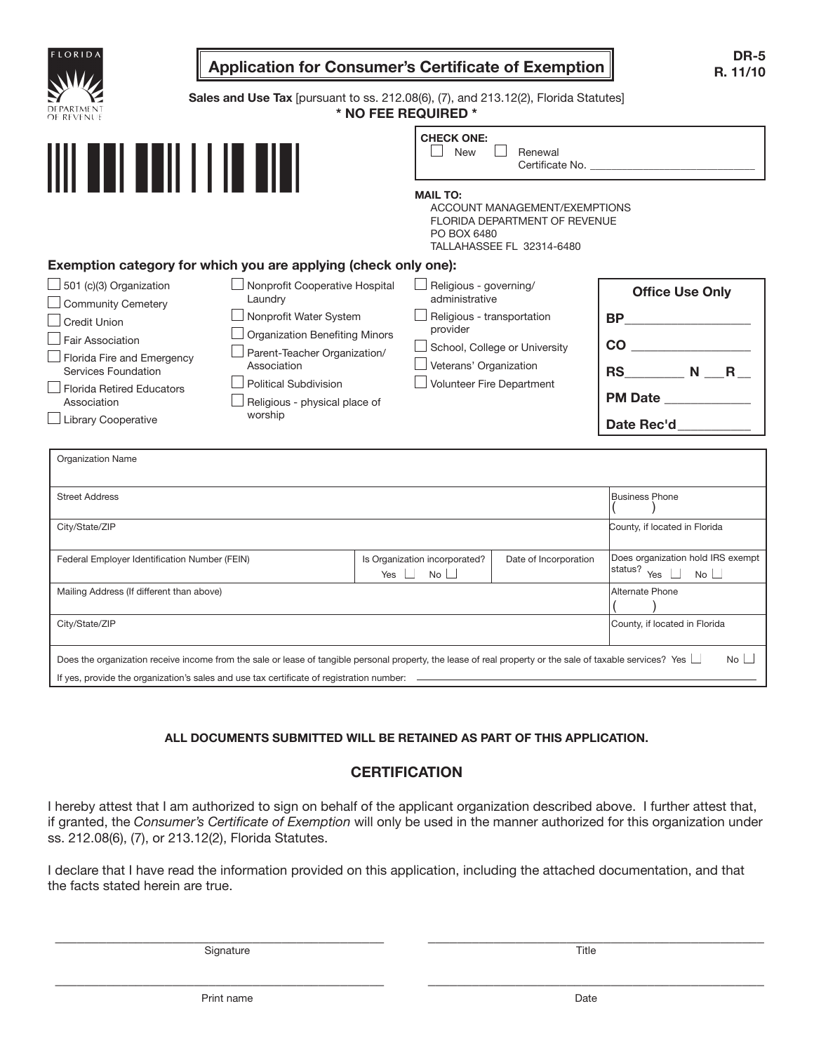FLORIDA DEPARTMENT OF REVENUE

# Application for Consumer's Certificate of Exemption

**DR-5**
**R. 11/10**

**Sales and Use Tax** [pursuant to ss. 212.08(6), (7), and 213.12(2), Florida Statutes]

**\* NO FEE REQUIRED \***

**CHECK ONE:**
☐ New ☐ Renewal
Certificate No. ____________________________

**MAIL TO:**
ACCOUNT MANAGEMENT/EXEMPTIONS
FLORIDA DEPARTMENT OF REVENUE
PO BOX 6480
TALLAHASSEE FL 32314-6480

### Exemption category for which you are applying (check only one):

- ☐ 501 (c)(3) Organization
- ☐ Community Cemetery
- ☐ Credit Union
- ☐ Fair Association
- ☐ Florida Fire and Emergency Services Foundation
- ☐ Florida Retired Educators Association
- ☐ Library Cooperative
- ☐ Nonprofit Cooperative Hospital Laundry
- ☐ Nonprofit Water System
- ☐ Organization Benefiting Minors
- ☐ Parent-Teacher Organization/Association
- ☐ Political Subdivision
- ☐ Religious - physical place of worship
- ☐ Religious - governing/administrative
- ☐ Religious - transportation provider
- ☐ School, College or University
- ☐ Veterans' Organization
- ☐ Volunteer Fire Department

**Office Use Only**

**BP** ________________

**CO** ________________

**RS** ________ **N** ___ **R** __

**PM Date** ____________

**Date Rec'd** __________

| | | | |
|---|---|---|---|
| Organization Name | | | |
| Street Address | | | Business Phone ( ) |
| City/State/ZIP | | | County, if located in Florida |
| Federal Employer Identification Number (FEIN) | Is Organization incorporated? Yes ☐ No ☐ | Date of Incorporation | Does organization hold IRS exempt status? Yes ☐ No ☐ |
| Mailing Address (If different than above) | | | Alternate Phone ( ) |
| City/State/ZIP | | | County, if located in Florida |

Does the organization receive income from the sale or lease of tangible personal property, the lease of real property or the sale of taxable services? Yes ☐ No ☐

If yes, provide the organization's sales and use tax certificate of registration number: ____________________________

**ALL DOCUMENTS SUBMITTED WILL BE RETAINED AS PART OF THIS APPLICATION.**

## CERTIFICATION

I hereby attest that I am authorized to sign on behalf of the applicant organization described above. I further attest that, if granted, the *Consumer's Certificate of Exemption* will only be used in the manner authorized for this organization under ss. 212.08(6), (7), or 213.12(2), Florida Statutes.

I declare that I have read the information provided on this application, including the attached documentation, and that the facts stated herein are true.

______________________________ Signature

______________________________ Title

______________________________ Print name

______________________________ Date